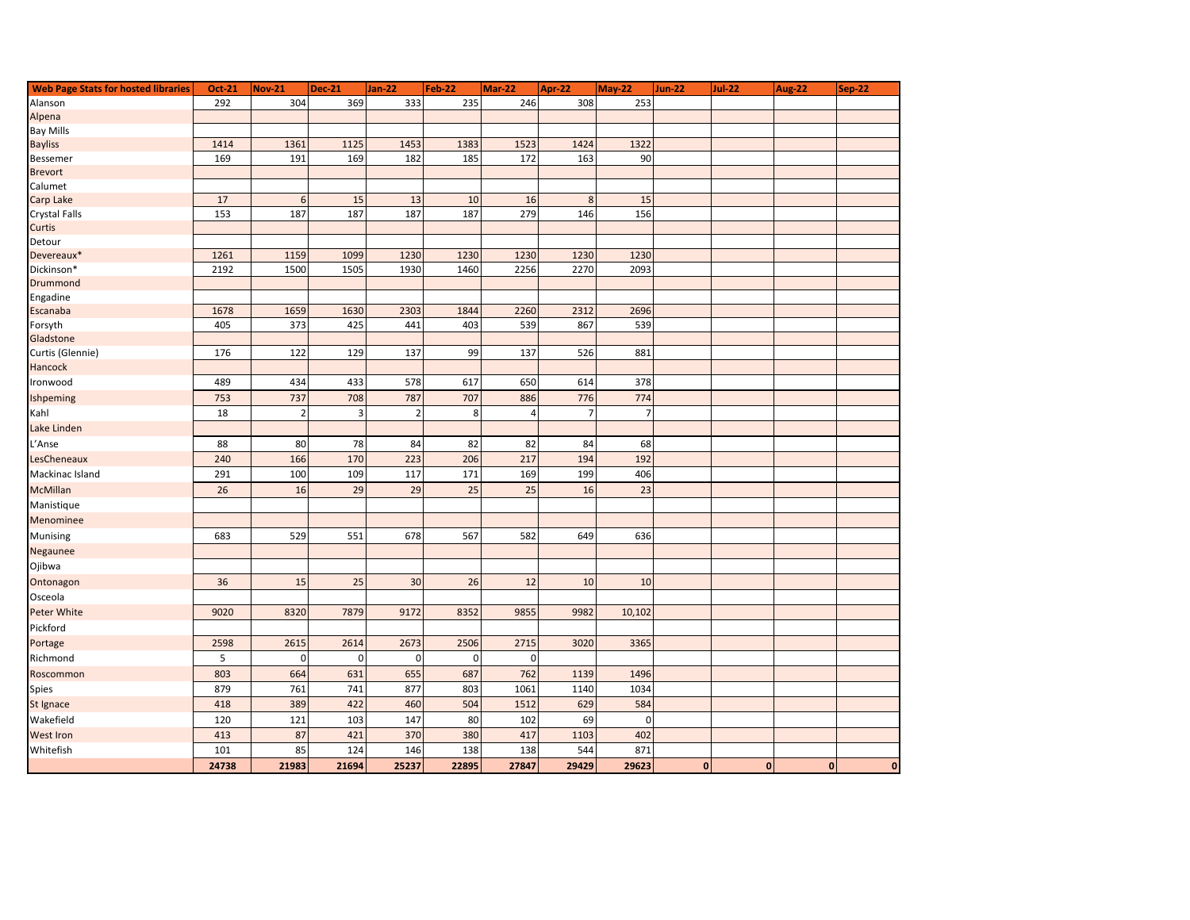| Web Page Stats for hosted libraries | Oct-21 | Nov-21 | Dec-21 | Jan-22 | Feb-22 | Mar-22 | Apr-22 | May-22 | Jun-22 | Jul-22 | Aug-22 | Sep-22 |
|---|---|---|---|---|---|---|---|---|---|---|---|---|
| Alanson | 292 | 304 | 369 | 333 | 235 | 246 | 308 | 253 | | | | |
| Alpena | | | | | | | | | | | | |
| Bay Mills | | | | | | | | | | | | |
| Bayliss | 1414 | 1361 | 1125 | 1453 | 1383 | 1523 | 1424 | 1322 | | | | |
| Bessemer | 169 | 191 | 169 | 182 | 185 | 172 | 163 | 90 | | | | |
| Brevort | | | | | | | | | | | | |
| Calumet | | | | | | | | | | | | |
| Carp Lake | 17 | 6 | 15 | 13 | 10 | 16 | 8 | 15 | | | | |
| Crystal Falls | 153 | 187 | 187 | 187 | 187 | 279 | 146 | 156 | | | | |
| Curtis | | | | | | | | | | | | |
| Detour | | | | | | | | | | | | |
| Devereaux* | 1261 | 1159 | 1099 | 1230 | 1230 | 1230 | 1230 | 1230 | | | | |
| Dickinson* | 2192 | 1500 | 1505 | 1930 | 1460 | 2256 | 2270 | 2093 | | | | |
| Drummond | | | | | | | | | | | | |
| Engadine | | | | | | | | | | | | |
| Escanaba | 1678 | 1659 | 1630 | 2303 | 1844 | 2260 | 2312 | 2696 | | | | |
| Forsyth | 405 | 373 | 425 | 441 | 403 | 539 | 867 | 539 | | | | |
| Gladstone | | | | | | | | | | | | |
| Curtis (Glennie) | 176 | 122 | 129 | 137 | 99 | 137 | 526 | 881 | | | | |
| Hancock | | | | | | | | | | | | |
| Ironwood | 489 | 434 | 433 | 578 | 617 | 650 | 614 | 378 | | | | |
| Ishpeming | 753 | 737 | 708 | 787 | 707 | 886 | 776 | 774 | | | | |
| Kahl | 18 | 2 | 3 | 2 | 8 | 4 | 7 | 7 | | | | |
| Lake Linden | | | | | | | | | | | | |
| L'Anse | 88 | 80 | 78 | 84 | 82 | 82 | 84 | 68 | | | | |
| LesCheneaux | 240 | 166 | 170 | 223 | 206 | 217 | 194 | 192 | | | | |
| Mackinac Island | 291 | 100 | 109 | 117 | 171 | 169 | 199 | 406 | | | | |
| McMillan | 26 | 16 | 29 | 29 | 25 | 25 | 16 | 23 | | | | |
| Manistique | | | | | | | | | | | | |
| Menominee | | | | | | | | | | | | |
| Munising | 683 | 529 | 551 | 678 | 567 | 582 | 649 | 636 | | | | |
| Negaunee | | | | | | | | | | | | |
| Ojibwa | | | | | | | | | | | | |
| Ontonagon | 36 | 15 | 25 | 30 | 26 | 12 | 10 | 10 | | | | |
| Osceola | | | | | | | | | | | | |
| Peter White | 9020 | 8320 | 7879 | 9172 | 8352 | 9855 | 9982 | 10,102 | | | | |
| Pickford | | | | | | | | | | | | |
| Portage | 2598 | 2615 | 2614 | 2673 | 2506 | 2715 | 3020 | 3365 | | | | |
| Richmond | 5 | 0 | 0 | 0 | 0 | 0 | | | | | | |
| Roscommon | 803 | 664 | 631 | 655 | 687 | 762 | 1139 | 1496 | | | | |
| Spies | 879 | 761 | 741 | 877 | 803 | 1061 | 1140 | 1034 | | | | |
| St Ignace | 418 | 389 | 422 | 460 | 504 | 1512 | 629 | 584 | | | | |
| Wakefield | 120 | 121 | 103 | 147 | 80 | 102 | 69 | 0 | | | | |
| West Iron | 413 | 87 | 421 | 370 | 380 | 417 | 1103 | 402 | | | | |
| Whitefish | 101 | 85 | 124 | 146 | 138 | 138 | 544 | 871 | | | | |
| | **24738** | **21983** | **21694** | **25237** | **22895** | **27847** | **29429** | **29623** | **0** | **0** | **0** | **0** |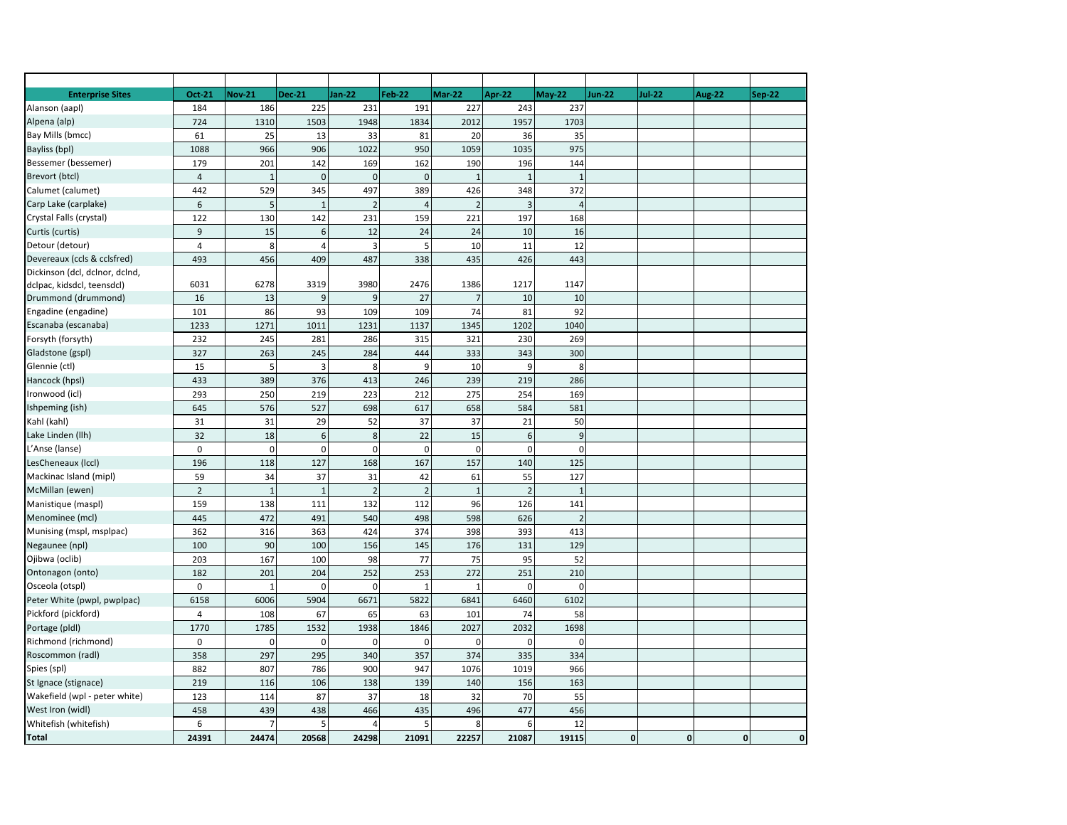| Enterprise Sites | Oct-21 | Nov-21 | Dec-21 | Jan-22 | Feb-22 | Mar-22 | Apr-22 | May-22 | Jun-22 | Jul-22 | Aug-22 | Sep-22 |
|---|---|---|---|---|---|---|---|---|---|---|---|---|
| Alanson (aapl) | 184 | 186 | 225 | 231 | 191 | 227 | 243 | 237 | | | | |
| Alpena (alp) | 724 | 1310 | 1503 | 1948 | 1834 | 2012 | 1957 | 1703 | | | | |
| Bay Mills (bmcc) | 61 | 25 | 13 | 33 | 81 | 20 | 36 | 35 | | | | |
| Bayliss (bpl) | 1088 | 966 | 906 | 1022 | 950 | 1059 | 1035 | 975 | | | | |
| Bessemer (bessemer) | 179 | 201 | 142 | 169 | 162 | 190 | 196 | 144 | | | | |
| Brevort (btcl) | 4 | 1 | 0 | 0 | 0 | 1 | 1 | 1 | | | | |
| Calumet (calumet) | 442 | 529 | 345 | 497 | 389 | 426 | 348 | 372 | | | | |
| Carp Lake (carplake) | 6 | 5 | 1 | 2 | 4 | 2 | 3 | 4 | | | | |
| Crystal Falls (crystal) | 122 | 130 | 142 | 231 | 159 | 221 | 197 | 168 | | | | |
| Curtis (curtis) | 9 | 15 | 6 | 12 | 24 | 24 | 10 | 16 | | | | |
| Detour (detour) | 4 | 8 | 4 | 3 | 5 | 10 | 11 | 12 | | | | |
| Devereaux (ccls & cclsfred) | 493 | 456 | 409 | 487 | 338 | 435 | 426 | 443 | | | | |
| Dickinson (dcl, dclnor, dclnd, dclpac, kidsdcl, teensdcl) | 6031 | 6278 | 3319 | 3980 | 2476 | 1386 | 1217 | 1147 | | | | |
| Drummond (drummond) | 16 | 13 | 9 | 9 | 27 | 7 | 10 | 10 | | | | |
| Engadine (engadine) | 101 | 86 | 93 | 109 | 109 | 74 | 81 | 92 | | | | |
| Escanaba (escanaba) | 1233 | 1271 | 1011 | 1231 | 1137 | 1345 | 1202 | 1040 | | | | |
| Forsyth (forsyth) | 232 | 245 | 281 | 286 | 315 | 321 | 230 | 269 | | | | |
| Gladstone (gspl) | 327 | 263 | 245 | 284 | 444 | 333 | 343 | 300 | | | | |
| Glennie (ctl) | 15 | 5 | 3 | 8 | 9 | 10 | 9 | 8 | | | | |
| Hancock (hpsl) | 433 | 389 | 376 | 413 | 246 | 239 | 219 | 286 | | | | |
| Ironwood (icl) | 293 | 250 | 219 | 223 | 212 | 275 | 254 | 169 | | | | |
| Ishpeming (ish) | 645 | 576 | 527 | 698 | 617 | 658 | 584 | 581 | | | | |
| Kahl (kahl) | 31 | 31 | 29 | 52 | 37 | 37 | 21 | 50 | | | | |
| Lake Linden (llh) | 32 | 18 | 6 | 8 | 22 | 15 | 6 | 9 | | | | |
| L'Anse (lanse) | 0 | 0 | 0 | 0 | 0 | 0 | 0 | 0 | | | | |
| LesCheneaux (lccl) | 196 | 118 | 127 | 168 | 167 | 157 | 140 | 125 | | | | |
| Mackinac Island (mipl) | 59 | 34 | 37 | 31 | 42 | 61 | 55 | 127 | | | | |
| McMillan (ewen) | 2 | 1 | 1 | 2 | 2 | 1 | 2 | 1 | | | | |
| Manistique (maspl) | 159 | 138 | 111 | 132 | 112 | 96 | 126 | 141 | | | | |
| Menominee (mcl) | 445 | 472 | 491 | 540 | 498 | 598 | 626 | 2 | | | | |
| Munising (mspl, msplpac) | 362 | 316 | 363 | 424 | 374 | 398 | 393 | 413 | | | | |
| Negaunee (npl) | 100 | 90 | 100 | 156 | 145 | 176 | 131 | 129 | | | | |
| Ojibwa (oclib) | 203 | 167 | 100 | 98 | 77 | 75 | 95 | 52 | | | | |
| Ontonagon (onto) | 182 | 201 | 204 | 252 | 253 | 272 | 251 | 210 | | | | |
| Osceola (otspl) | 0 | 1 | 0 | 0 | 1 | 1 | 0 | 0 | | | | |
| Peter White (pwpl, pwplpac) | 6158 | 6006 | 5904 | 6671 | 5822 | 6841 | 6460 | 6102 | | | | |
| Pickford (pickford) | 4 | 108 | 67 | 65 | 63 | 101 | 74 | 58 | | | | |
| Portage (pldl) | 1770 | 1785 | 1532 | 1938 | 1846 | 2027 | 2032 | 1698 | | | | |
| Richmond (richmond) | 0 | 0 | 0 | 0 | 0 | 0 | 0 | 0 | | | | |
| Roscommon (radl) | 358 | 297 | 295 | 340 | 357 | 374 | 335 | 334 | | | | |
| Spies (spl) | 882 | 807 | 786 | 900 | 947 | 1076 | 1019 | 966 | | | | |
| St Ignace (stignace) | 219 | 116 | 106 | 138 | 139 | 140 | 156 | 163 | | | | |
| Wakefield (wpl - peter white) | 123 | 114 | 87 | 37 | 18 | 32 | 70 | 55 | | | | |
| West Iron (widl) | 458 | 439 | 438 | 466 | 435 | 496 | 477 | 456 | | | | |
| Whitefish (whitefish) | 6 | 7 | 5 | 4 | 5 | 8 | 6 | 12 | | | | |
| **Total** | **24391** | **24474** | **20568** | **24298** | **21091** | **22257** | **21087** | **19115** | **0** | **0** | **0** | **0** |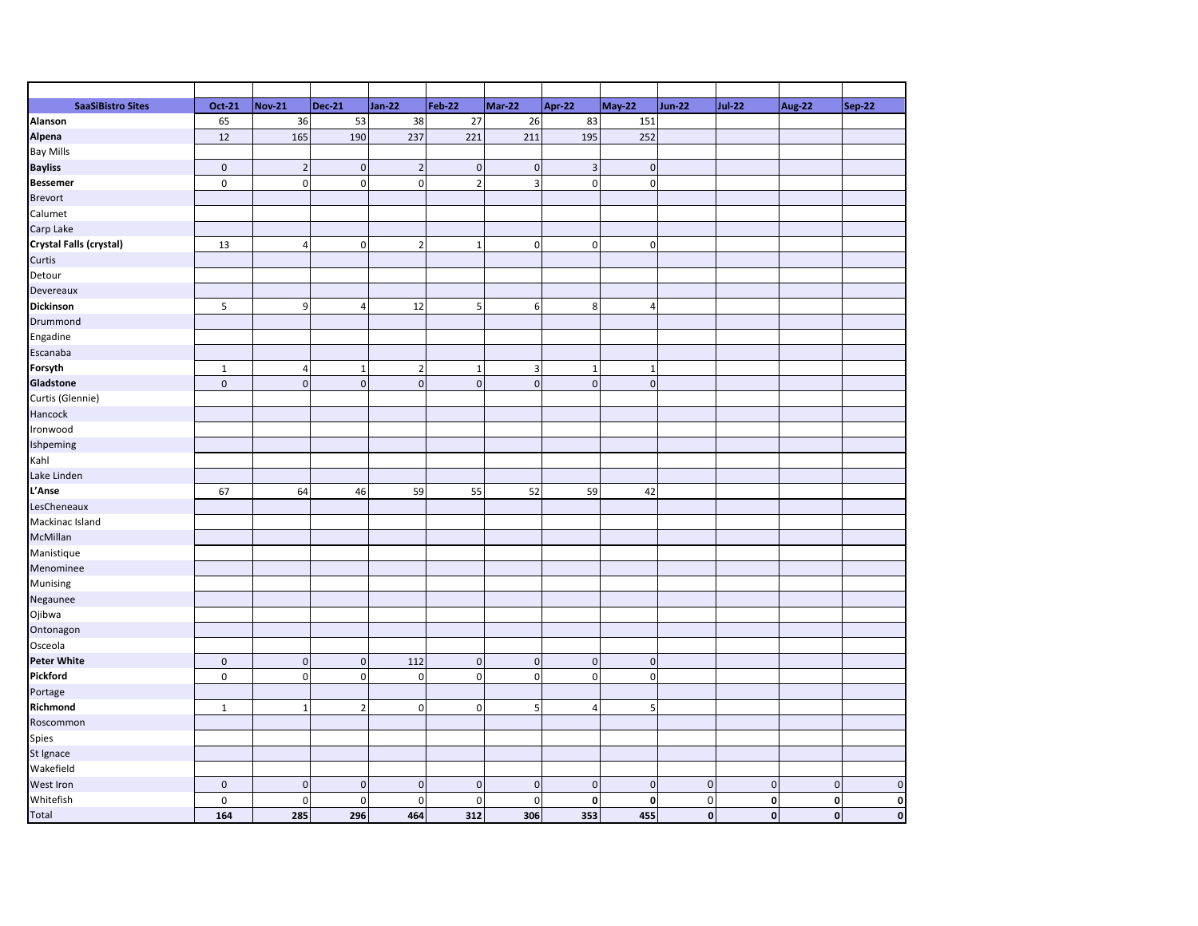| SaaSiBistro Sites | Oct-21 | Nov-21 | Dec-21 | Jan-22 | Feb-22 | Mar-22 | Apr-22 | May-22 | Jun-22 | Jul-22 | Aug-22 | Sep-22 |
|---|---|---|---|---|---|---|---|---|---|---|---|---|
| **Alanson** | 65 | 36 | 53 | 38 | 27 | 26 | 83 | 151 | | | | |
| **Alpena** | 12 | 165 | 190 | 237 | 221 | 211 | 195 | 252 | | | | |
| Bay Mills | | | | | | | | | | | | |
| **Bayliss** | 0 | 2 | 0 | 2 | 0 | 0 | 3 | 0 | | | | |
| **Bessemer** | 0 | 0 | 0 | 0 | 2 | 3 | 0 | 0 | | | | |
| Brevort | | | | | | | | | | | | |
| Calumet | | | | | | | | | | | | |
| Carp Lake | | | | | | | | | | | | |
| **Crystal Falls (crystal)** | 13 | 4 | 0 | 2 | 1 | 0 | 0 | 0 | | | | |
| Curtis | | | | | | | | | | | | |
| Detour | | | | | | | | | | | | |
| Devereaux | | | | | | | | | | | | |
| **Dickinson** | 5 | 9 | 4 | 12 | 5 | 6 | 8 | 4 | | | | |
| Drummond | | | | | | | | | | | | |
| Engadine | | | | | | | | | | | | |
| Escanaba | | | | | | | | | | | | |
| **Forsyth** | 1 | 4 | 1 | 2 | 1 | 3 | 1 | 1 | | | | |
| **Gladstone** | 0 | 0 | 0 | 0 | 0 | 0 | 0 | 0 | | | | |
| Curtis (Glennie) | | | | | | | | | | | | |
| Hancock | | | | | | | | | | | | |
| Ironwood | | | | | | | | | | | | |
| Ishpeming | | | | | | | | | | | | |
| Kahl | | | | | | | | | | | | |
| Lake Linden | | | | | | | | | | | | |
| **L'Anse** | 67 | 64 | 46 | 59 | 55 | 52 | 59 | 42 | | | | |
| LesCheneaux | | | | | | | | | | | | |
| Mackinac Island | | | | | | | | | | | | |
| McMillan | | | | | | | | | | | | |
| Manistique | | | | | | | | | | | | |
| Menominee | | | | | | | | | | | | |
| Munising | | | | | | | | | | | | |
| Negaunee | | | | | | | | | | | | |
| Ojibwa | | | | | | | | | | | | |
| Ontonagon | | | | | | | | | | | | |
| Osceola | | | | | | | | | | | | |
| **Peter White** | 0 | 0 | 0 | 112 | 0 | 0 | 0 | 0 | | | | |
| **Pickford** | 0 | 0 | 0 | 0 | 0 | 0 | 0 | 0 | | | | |
| Portage | | | | | | | | | | | | |
| **Richmond** | 1 | 1 | 2 | 0 | 0 | 5 | 4 | 5 | | | | |
| Roscommon | | | | | | | | | | | | |
| Spies | | | | | | | | | | | | |
| St Ignace | | | | | | | | | | | | |
| Wakefield | | | | | | | | | | | | |
| West Iron | 0 | 0 | 0 | 0 | 0 | 0 | 0 | 0 | 0 | 0 | 0 | 0 |
| Whitefish | 0 | 0 | 0 | 0 | 0 | 0 | **0** | **0** | 0 | **0** | **0** | **0** |
| Total | **164** | **285** | **296** | **464** | **312** | **306** | **353** | **455** | **0** | **0** | **0** | **0** |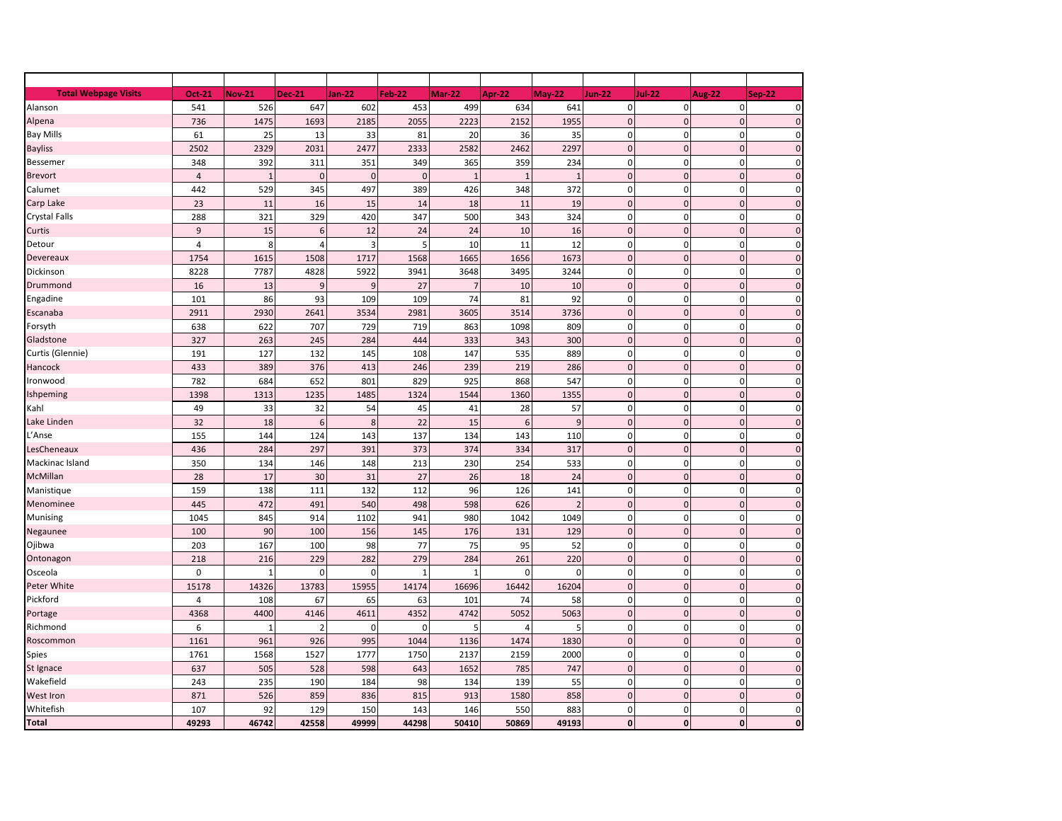| Total Webpage Visits | Oct-21 | Nov-21 | Dec-21 | Jan-22 | Feb-22 | Mar-22 | Apr-22 | May-22 | Jun-22 | Jul-22 | Aug-22 | Sep-22 |
|---|---|---|---|---|---|---|---|---|---|---|---|---|
| Alanson | 541 | 526 | 647 | 602 | 453 | 499 | 634 | 641 | 0 | 0 | 0 | 0 |
| Alpena | 736 | 1475 | 1693 | 2185 | 2055 | 2223 | 2152 | 1955 | 0 | 0 | 0 | 0 |
| Bay Mills | 61 | 25 | 13 | 33 | 81 | 20 | 36 | 35 | 0 | 0 | 0 | 0 |
| Bayliss | 2502 | 2329 | 2031 | 2477 | 2333 | 2582 | 2462 | 2297 | 0 | 0 | 0 | 0 |
| Bessemer | 348 | 392 | 311 | 351 | 349 | 365 | 359 | 234 | 0 | 0 | 0 | 0 |
| Brevort | 4 | 1 | 0 | 0 | 0 | 1 | 1 | 1 | 0 | 0 | 0 | 0 |
| Calumet | 442 | 529 | 345 | 497 | 389 | 426 | 348 | 372 | 0 | 0 | 0 | 0 |
| Carp Lake | 23 | 11 | 16 | 15 | 14 | 18 | 11 | 19 | 0 | 0 | 0 | 0 |
| Crystal Falls | 288 | 321 | 329 | 420 | 347 | 500 | 343 | 324 | 0 | 0 | 0 | 0 |
| Curtis | 9 | 15 | 6 | 12 | 24 | 24 | 10 | 16 | 0 | 0 | 0 | 0 |
| Detour | 4 | 8 | 4 | 3 | 5 | 10 | 11 | 12 | 0 | 0 | 0 | 0 |
| Devereaux | 1754 | 1615 | 1508 | 1717 | 1568 | 1665 | 1656 | 1673 | 0 | 0 | 0 | 0 |
| Dickinson | 8228 | 7787 | 4828 | 5922 | 3941 | 3648 | 3495 | 3244 | 0 | 0 | 0 | 0 |
| Drummond | 16 | 13 | 9 | 9 | 27 | 7 | 10 | 10 | 0 | 0 | 0 | 0 |
| Engadine | 101 | 86 | 93 | 109 | 109 | 74 | 81 | 92 | 0 | 0 | 0 | 0 |
| Escanaba | 2911 | 2930 | 2641 | 3534 | 2981 | 3605 | 3514 | 3736 | 0 | 0 | 0 | 0 |
| Forsyth | 638 | 622 | 707 | 729 | 719 | 863 | 1098 | 809 | 0 | 0 | 0 | 0 |
| Gladstone | 327 | 263 | 245 | 284 | 444 | 333 | 343 | 300 | 0 | 0 | 0 | 0 |
| Curtis (Glennie) | 191 | 127 | 132 | 145 | 108 | 147 | 535 | 889 | 0 | 0 | 0 | 0 |
| Hancock | 433 | 389 | 376 | 413 | 246 | 239 | 219 | 286 | 0 | 0 | 0 | 0 |
| Ironwood | 782 | 684 | 652 | 801 | 829 | 925 | 868 | 547 | 0 | 0 | 0 | 0 |
| Ishpeming | 1398 | 1313 | 1235 | 1485 | 1324 | 1544 | 1360 | 1355 | 0 | 0 | 0 | 0 |
| Kahl | 49 | 33 | 32 | 54 | 45 | 41 | 28 | 57 | 0 | 0 | 0 | 0 |
| Lake Linden | 32 | 18 | 6 | 8 | 22 | 15 | 6 | 9 | 0 | 0 | 0 | 0 |
| L'Anse | 155 | 144 | 124 | 143 | 137 | 134 | 143 | 110 | 0 | 0 | 0 | 0 |
| LesCheneaux | 436 | 284 | 297 | 391 | 373 | 374 | 334 | 317 | 0 | 0 | 0 | 0 |
| Mackinac Island | 350 | 134 | 146 | 148 | 213 | 230 | 254 | 533 | 0 | 0 | 0 | 0 |
| McMillan | 28 | 17 | 30 | 31 | 27 | 26 | 18 | 24 | 0 | 0 | 0 | 0 |
| Manistique | 159 | 138 | 111 | 132 | 112 | 96 | 126 | 141 | 0 | 0 | 0 | 0 |
| Menominee | 445 | 472 | 491 | 540 | 498 | 598 | 626 | 2 | 0 | 0 | 0 | 0 |
| Munising | 1045 | 845 | 914 | 1102 | 941 | 980 | 1042 | 1049 | 0 | 0 | 0 | 0 |
| Negaunee | 100 | 90 | 100 | 156 | 145 | 176 | 131 | 129 | 0 | 0 | 0 | 0 |
| Ojibwa | 203 | 167 | 100 | 98 | 77 | 75 | 95 | 52 | 0 | 0 | 0 | 0 |
| Ontonagon | 218 | 216 | 229 | 282 | 279 | 284 | 261 | 220 | 0 | 0 | 0 | 0 |
| Osceola | 0 | 1 | 0 | 0 | 1 | 1 | 0 | 0 | 0 | 0 | 0 | 0 |
| Peter White | 15178 | 14326 | 13783 | 15955 | 14174 | 16696 | 16442 | 16204 | 0 | 0 | 0 | 0 |
| Pickford | 4 | 108 | 67 | 65 | 63 | 101 | 74 | 58 | 0 | 0 | 0 | 0 |
| Portage | 4368 | 4400 | 4146 | 4611 | 4352 | 4742 | 5052 | 5063 | 0 | 0 | 0 | 0 |
| Richmond | 6 | 1 | 2 | 0 | 0 | 5 | 4 | 5 | 0 | 0 | 0 | 0 |
| Roscommon | 1161 | 961 | 926 | 995 | 1044 | 1136 | 1474 | 1830 | 0 | 0 | 0 | 0 |
| Spies | 1761 | 1568 | 1527 | 1777 | 1750 | 2137 | 2159 | 2000 | 0 | 0 | 0 | 0 |
| St Ignace | 637 | 505 | 528 | 598 | 643 | 1652 | 785 | 747 | 0 | 0 | 0 | 0 |
| Wakefield | 243 | 235 | 190 | 184 | 98 | 134 | 139 | 55 | 0 | 0 | 0 | 0 |
| West Iron | 871 | 526 | 859 | 836 | 815 | 913 | 1580 | 858 | 0 | 0 | 0 | 0 |
| Whitefish | 107 | 92 | 129 | 150 | 143 | 146 | 550 | 883 | 0 | 0 | 0 | 0 |
| **Total** | **49293** | **46742** | **42558** | **49999** | **44298** | **50410** | **50869** | **49193** | **0** | **0** | **0** | **0** |